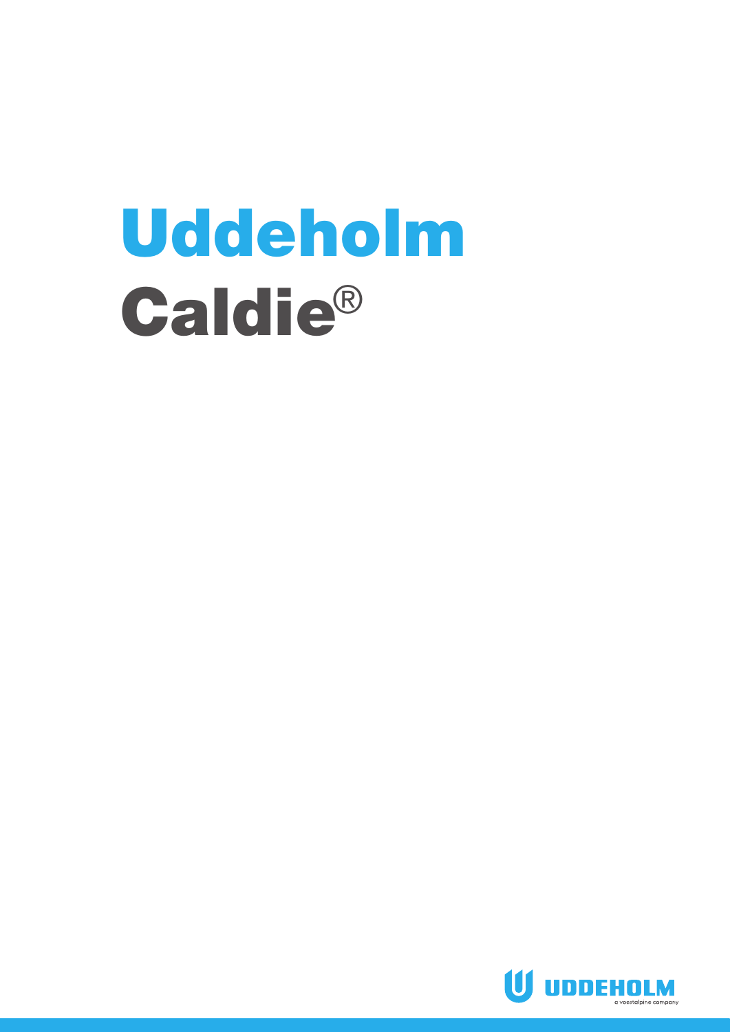# Uddeholm Caldie®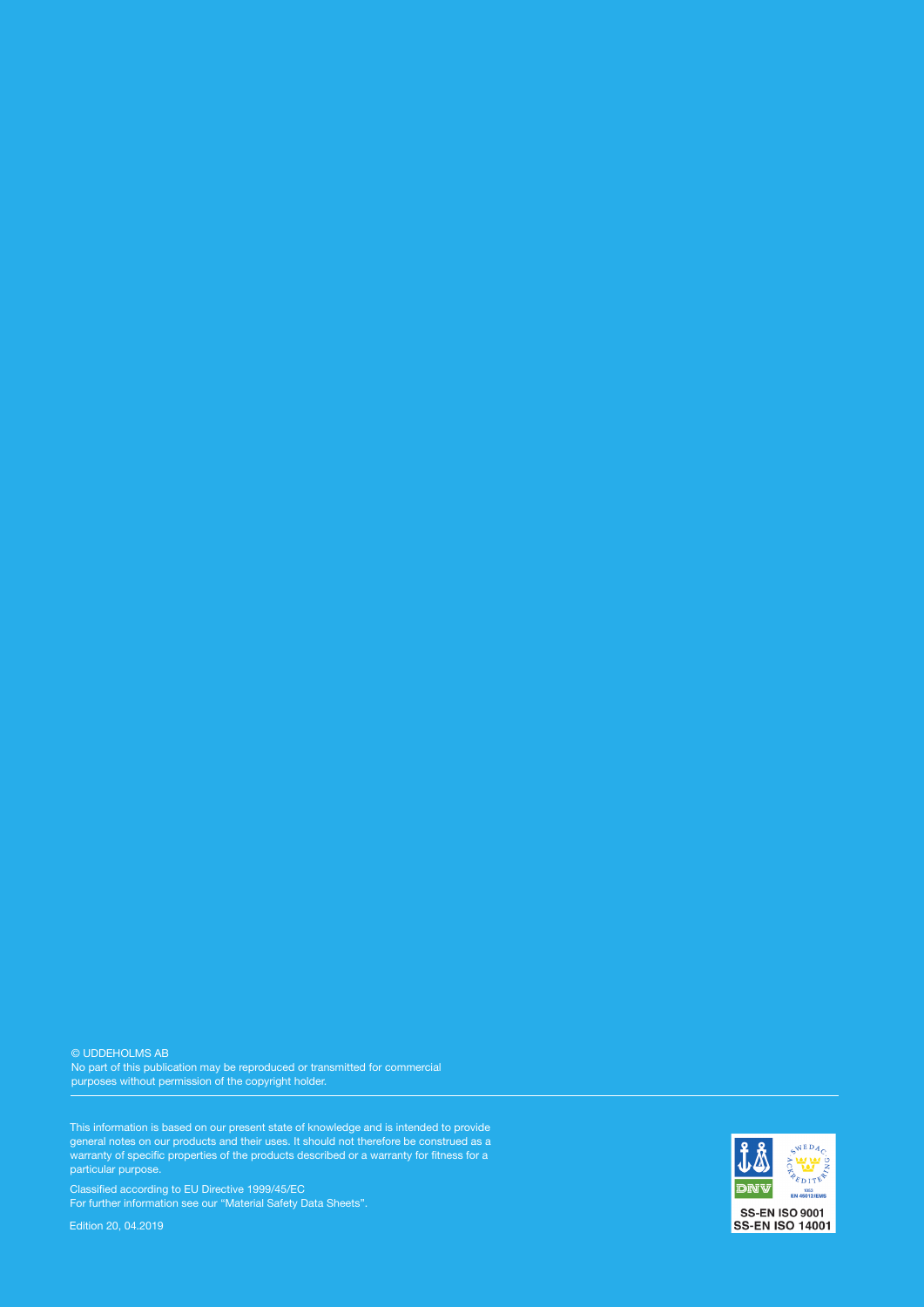© UDDEHOLMS AB
No part of this publication may be reproduced or transmitted for commercial purposes without permission of the copyright holder.

---

This information is based on our present state of knowledge and is intended to provide general notes on our products and their uses. It should not therefore be construed as a warranty of specific properties of the products described or a warranty for fitness for a particular purpose.

Classified according to EU Directive 1999/45/EC
For further information see our "Material Safety Data Sheets".

Edition 20, 04.2019

SS-EN ISO 9001
SS-EN ISO 14001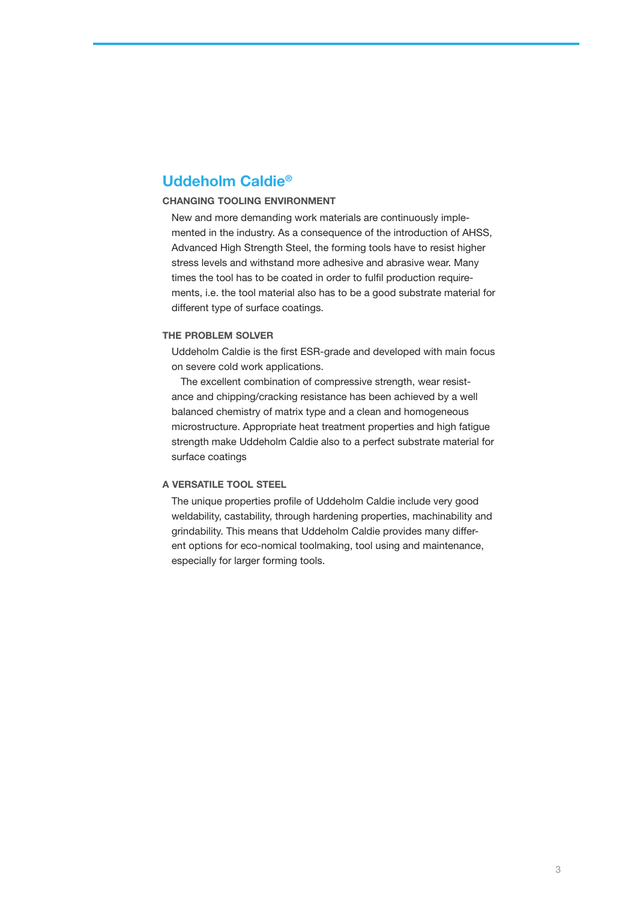# Uddeholm Caldie®

## CHANGING TOOLING ENVIRONMENT

New and more demanding work materials are continuously implemented in the industry. As a consequence of the introduction of AHSS, Advanced High Strength Steel, the forming tools have to resist higher stress levels and withstand more adhesive and abrasive wear. Many times the tool has to be coated in order to fulfil production requirements, i.e. the tool material also has to be a good substrate material for different type of surface coatings.

## THE PROBLEM SOLVER

Uddeholm Caldie is the first ESR-grade and developed with main focus on severe cold work applications.

The excellent combination of compressive strength, wear resistance and chipping/cracking resistance has been achieved by a well balanced chemistry of matrix type and a clean and homogeneous microstructure. Appropriate heat treatment properties and high fatigue strength make Uddeholm Caldie also to a perfect substrate material for surface coatings

## A VERSATILE TOOL STEEL

The unique properties profile of Uddeholm Caldie include very good weldability, castability, through hardening properties, machinability and grindability. This means that Uddeholm Caldie provides many different options for eco-nomical toolmaking, tool using and maintenance, especially for larger forming tools.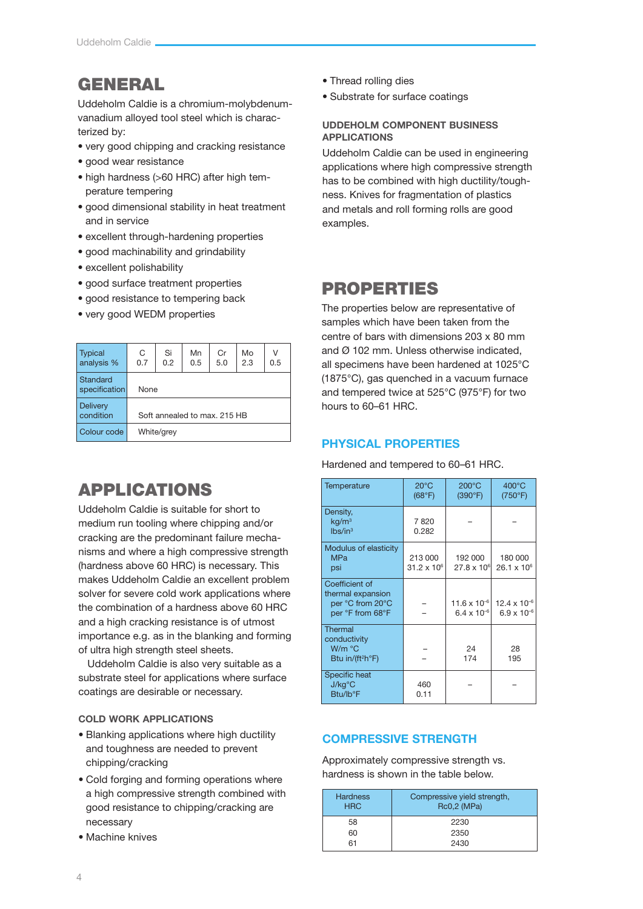## GENERAL

Uddeholm Caldie is a chromium-molybdenum-vanadium alloyed tool steel which is characterized by:

- very good chipping and cracking resistance
- good wear resistance
- high hardness (>60 HRC) after high temperature tempering
- good dimensional stability in heat treatment and in service
- excellent through-hardening properties
- good machinability and grindability
- excellent polishability
- good surface treatment properties
- good resistance to tempering back
- very good WEDM properties

| Typical analysis % | C 0.7 | Si 0.2 | Mn 0.5 | Cr 5.0 | Mo 2.3 | V 0.5 |
|---|---|---|---|---|---|---|
| Standard specification | None | | | | | |
| Delivery condition | Soft annealed to max. 215 HB | | | | | |
| Colour code | White/grey | | | | | |

## APPLICATIONS

Uddeholm Caldie is suitable for short to medium run tooling where chipping and/or cracking are the predominant failure mechanisms and where a high compressive strength (hardness above 60 HRC) is necessary. This makes Uddeholm Caldie an excellent problem solver for severe cold work applications where the combination of a hardness above 60 HRC and a high cracking resistance is of utmost importance e.g. as in the blanking and forming of ultra high strength steel sheets.

Uddeholm Caldie is also very suitable as a substrate steel for applications where surface coatings are desirable or necessary.

### COLD WORK APPLICATIONS

- Blanking applications where high ductility and toughness are needed to prevent chipping/cracking
- Cold forging and forming operations where a high compressive strength combined with good resistance to chipping/cracking are necessary
- Machine knives
- Thread rolling dies
- Substrate for surface coatings

### UDDEHOLM COMPONENT BUSINESS APPLICATIONS

Uddeholm Caldie can be used in engineering applications where high compressive strength has to be combined with high ductility/toughness. Knives for fragmentation of plastics and metals and roll forming rolls are good examples.

## PROPERTIES

The properties below are representative of samples which have been taken from the centre of bars with dimensions 203 x 80 mm and Ø 102 mm. Unless otherwise indicated, all specimens have been hardened at 1025°C (1875°F), gas quenched in a vacuum furnace and tempered twice at 525°C (975°F) for two hours to 60–61 HRC.

### PHYSICAL PROPERTIES

Hardened and tempered to 60–61 HRC.

| Temperature | 20°C (68°F) | 200°C (390°F) | 400°C (750°F) |
|---|---|---|---|
| Density, kg/m³ lbs/in³ | 7 820 0.282 | – | – |
| Modulus of elasticity MPa psi | 213 000 $31.2 \times 10^6$ | 192 000 $27.8 \times 10^6$ | 180 000 $26.1 \times 10^6$ |
| Coefficient of thermal expansion per °C from 20°C per °F from 68°F | – – | $11.6 \times 10^{-6}$ $6.4 \times 10^{-6}$ | $12.4 \times 10^{-6}$ $6.9 \times 10^{-6}$ |
| Thermal conductivity W/m °C Btu in/(ft²h°F) | – – | 24 174 | 28 195 |
| Specific heat J/kg°C Btu/lb°F | 460 0.11 | – | – |

### COMPRESSIVE STRENGTH

Approximately compressive strength vs. hardness is shown in the table below.

| Hardness HRC | Compressive yield strength, Rc0,2 (MPa) |
|---|---|
| 58 | 2230 |
| 60 | 2350 |
| 61 | 2430 |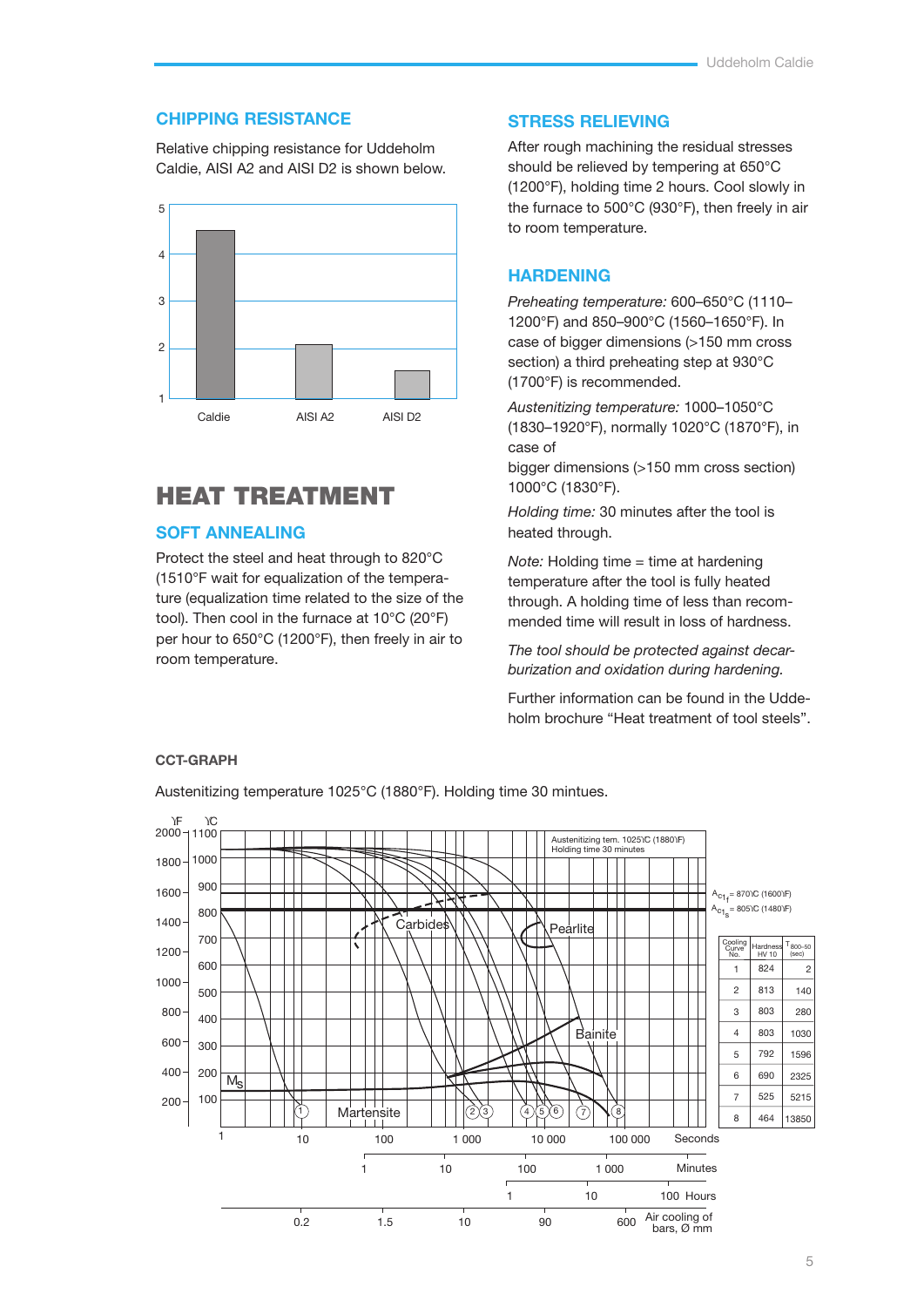## CHIPPING RESISTANCE

Relative chipping resistance for Uddeholm Caldie, AISI A2 and AISI D2 is shown below.

# HEAT TREATMENT

## SOFT ANNEALING

Protect the steel and heat through to 820°C (1510°F wait for equalization of the temperature (equalization time related to the size of the tool). Then cool in the furnace at 10°C (20°F) per hour to 650°C (1200°F), then freely in air to room temperature.

## STRESS RELIEVING

After rough machining the residual stresses should be relieved by tempering at 650°C (1200°F), holding time 2 hours. Cool slowly in the furnace to 500°C (930°F), then freely in air to room temperature.

## HARDENING

*Preheating temperature:* 600–650°C (1110–1200°F) and 850–900°C (1560–1650°F). In case of bigger dimensions (>150 mm cross section) a third preheating step at 930°C (1700°F) is recommended.

*Austenitizing temperature:* 1000–1050°C (1830–1920°F), normally 1020°C (1870°F), in case of
bigger dimensions (>150 mm cross section) 1000°C (1830°F).

*Holding time:* 30 minutes after the tool is heated through.

*Note:* Holding time = time at hardening temperature after the tool is fully heated through. A holding time of less than recommended time will result in loss of hardness.

*The tool should be protected against decarburization and oxidation during hardening.*

Further information can be found in the Uddeholm brochure “Heat treatment of tool steels”.

### CCT-GRAPH

Austenitizing temperature 1025°C (1880°F). Holding time 30 mintues.

| Cooling Curve No. | Hardness HV 10 | $T_{800-500}$ (sec) |
|---|---|---|
| 1 | 824 | 2 |
| 2 | 813 | 140 |
| 3 | 803 | 280 |
| 4 | 803 | 1030 |
| 5 | 792 | 1596 |
| 6 | 690 | 2325 |
| 7 | 525 | 5215 |
| 8 | 464 | 13850 |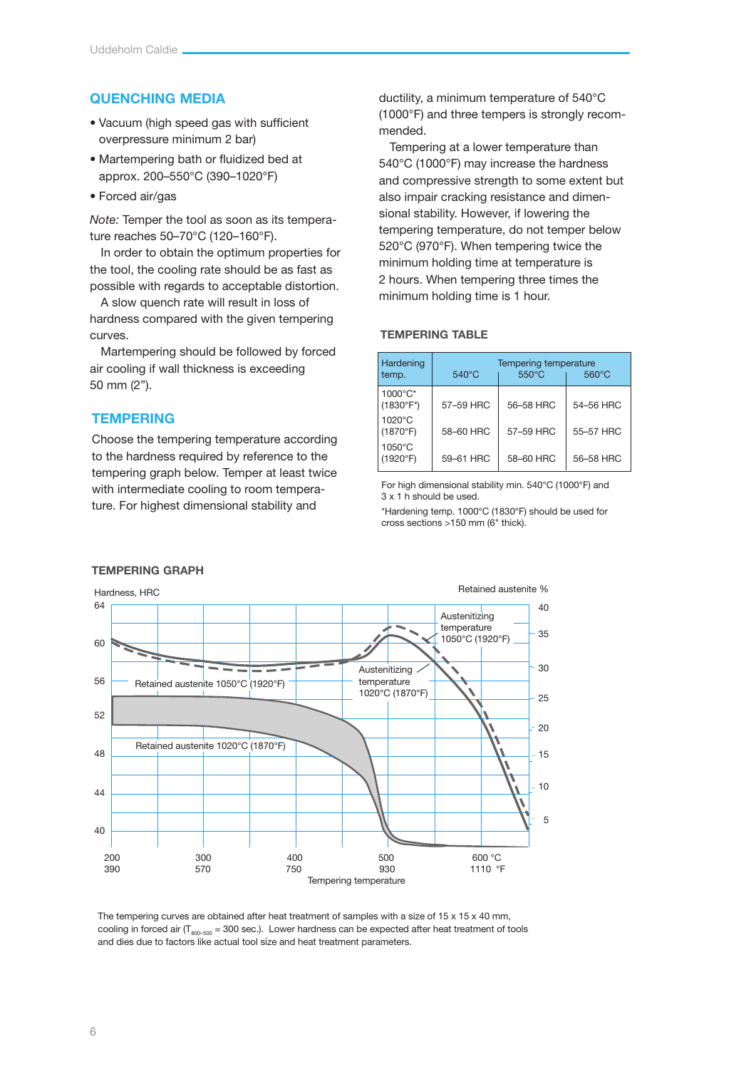## QUENCHING MEDIA

- Vacuum (high speed gas with sufficient overpressure minimum 2 bar)
- Martempering bath or fluidized bed at approx. 200–550°C (390–1020°F)
- Forced air/gas

*Note:* Temper the tool as soon as its temperature reaches 50–70°C (120–160°F).

In order to obtain the optimum properties for the tool, the cooling rate should be as fast as possible with regards to acceptable distortion.

A slow quench rate will result in loss of hardness compared with the given tempering curves.

Martempering should be followed by forced air cooling if wall thickness is exceeding 50 mm (2").

## TEMPERING

Choose the tempering temperature according to the hardness required by reference to the tempering graph below. Temper at least twice with intermediate cooling to room temperature. For highest dimensional stability and ductility, a minimum temperature of 540°C (1000°F) and three tempers is strongly recommended.

Tempering at a lower temperature than 540°C (1000°F) may increase the hardness and compressive strength to some extent but also impair cracking resistance and dimensional stability. However, if lowering the tempering temperature, do not temper below 520°C (970°F). When tempering twice the minimum holding time at temperature is 2 hours. When tempering three times the minimum holding time is 1 hour.

### TEMPERING TABLE

| Hardening temp. | Tempering temperature 540°C | 550°C | 560°C |
|---|---|---|---|
| 1000°C* (1830°F*) | 57–59 HRC | 56–58 HRC | 54–56 HRC |
| 1020°C (1870°F) | 58–60 HRC | 57–59 HRC | 55–57 HRC |
| 1050°C (1920°F) | 59–61 HRC | 58–60 HRC | 56–58 HRC |

For high dimensional stability min. 540°C (1000°F) and 3 x 1 h should be used.

*Hardening temp. 1000°C (1830°F) should be used for cross sections >150 mm (6" thick).

### TEMPERING GRAPH

Hardness, HRC — Retained austenite % — Austenitizing temperature 1050°C (1920°F) — Austenitizing temperature 1020°C (1870°F) — Retained austenite 1050°C (1920°F) — Retained austenite 1020°C (1870°F) — Tempering temperature (200–600 °C / 390–1110 °F)

The tempering curves are obtained after heat treatment of samples with a size of 15 x 15 x 40 mm, cooling in forced air ($T_{800-500}$ = 300 sec.). Lower hardness can be expected after heat treatment of tools and dies due to factors like actual tool size and heat treatment parameters.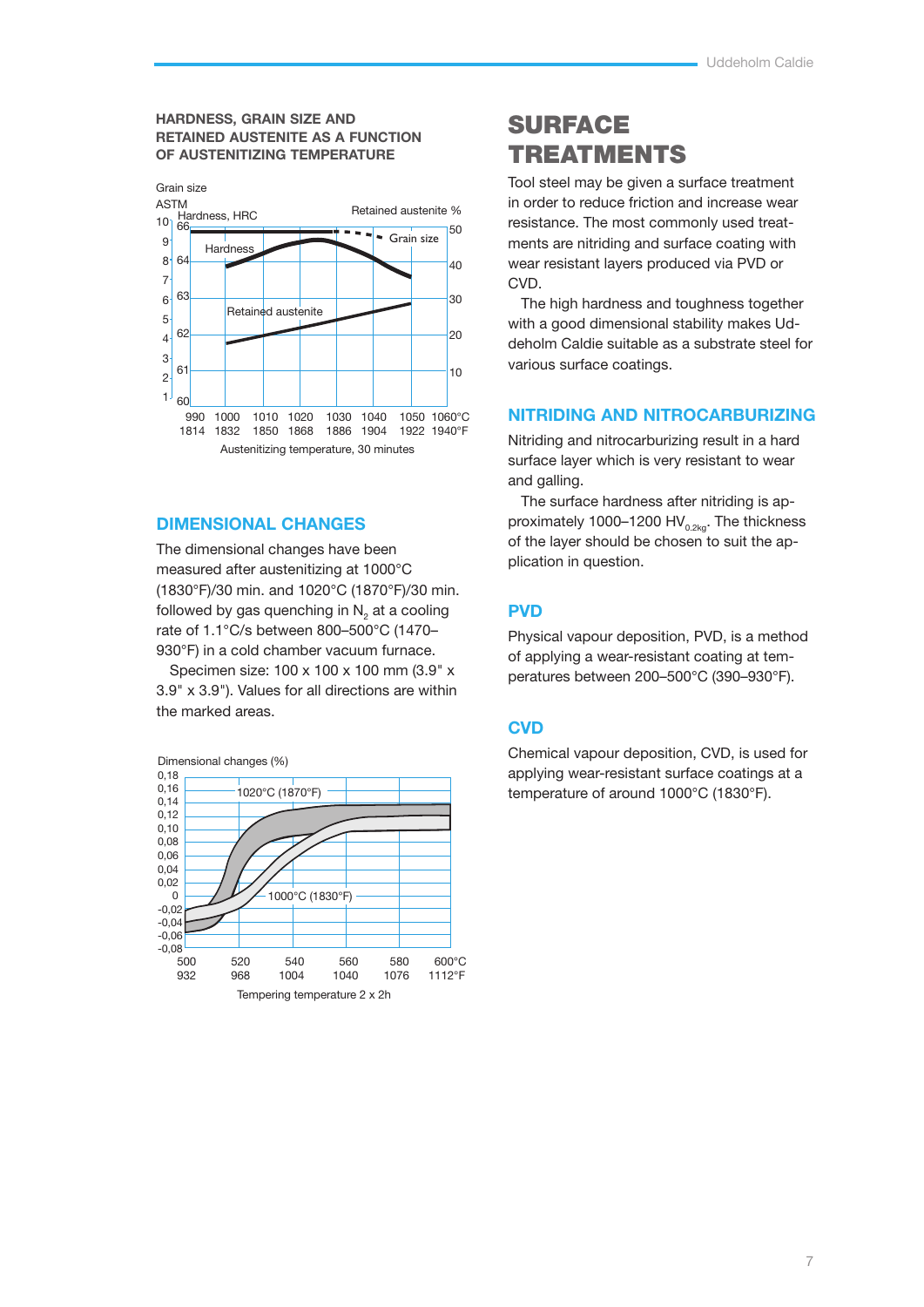**HARDNESS, GRAIN SIZE AND RETAINED AUSTENITE AS A FUNCTION OF AUSTENITIZING TEMPERATURE**

## DIMENSIONAL CHANGES

The dimensional changes have been measured after austenitizing at 1000°C (1830°F)/30 min. and 1020°C (1870°F)/30 min. followed by gas quenching in $N_2$ at a cooling rate of 1.1°C/s between 800–500°C (1470–930°F) in a cold chamber vacuum furnace.

Specimen size: 100 x 100 x 100 mm (3.9" x 3.9" x 3.9"). Values for all directions are within the marked areas.

# SURFACE TREATMENTS

Tool steel may be given a surface treatment in order to reduce friction and increase wear resistance. The most commonly used treatments are nitriding and surface coating with wear resistant layers produced via PVD or CVD.

The high hardness and toughness together with a good dimensional stability makes Uddeholm Caldie suitable as a substrate steel for various surface coatings.

## NITRIDING AND NITROCARBURIZING

Nitriding and nitrocarburizing result in a hard surface layer which is very resistant to wear and galling.

The surface hardness after nitriding is approximately 1000–1200 $HV_{0.2kg}$. The thickness of the layer should be chosen to suit the application in question.

## PVD

Physical vapour deposition, PVD, is a method of applying a wear-resistant coating at temperatures between 200–500°C (390–930°F).

## CVD

Chemical vapour deposition, CVD, is used for applying wear-resistant surface coatings at a temperature of around 1000°C (1830°F).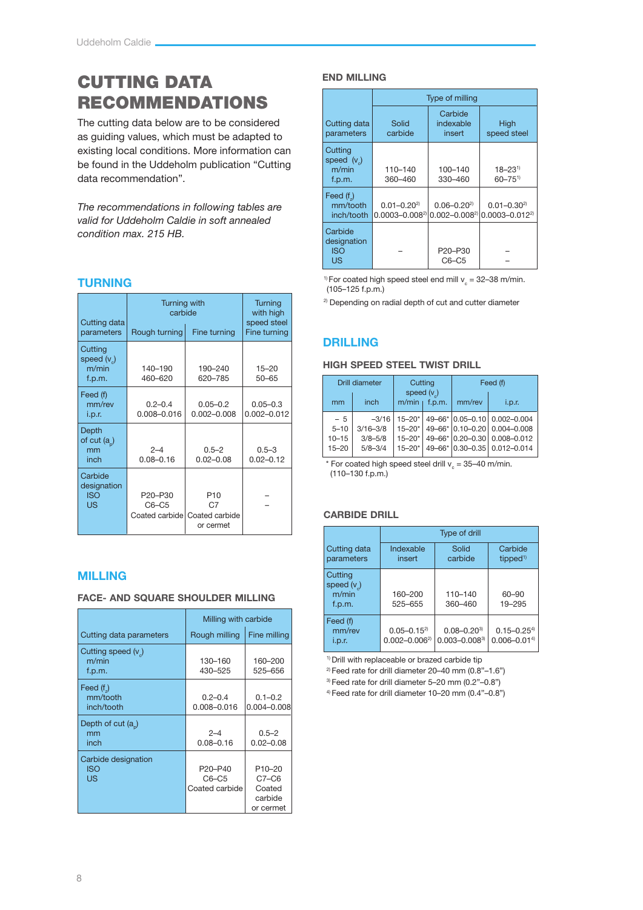# CUTTING DATA RECOMMENDATIONS

The cutting data below are to be considered as guiding values, which must be adapted to existing local conditions. More information can be found in the Uddeholm publication "Cutting data recommendation".

*The recommendations in following tables are valid for Uddeholm Caldie in soft annealed condition max. 215 HB.*

## TURNING

| Cutting data parameters | Turning with carbide | | Turning with high speed steel |
|---|---|---|---|
| | Rough turning | Fine turning | Fine turning |
| Cutting speed ($v_c$) m/min f.p.m. | 140–190 460–620 | 190–240 620–785 | 15–20 50–65 |
| Feed (f) mm/rev i.p.r. | 0.2–0.4 0.008–0.016 | 0.05–0.2 0.002–0.008 | 0.05–0.3 0.002–0.012 |
| Depth of cut ($a_p$) mm inch | 2–4 0.08–0.16 | 0.5–2 0.02–0.08 | 0.5–3 0.02–0.12 |
| Carbide designation ISO US | P20–P30 C6–C5 Coated carbide | P10 C7 Coated carbide or cermet | – – |

## MILLING

### FACE- AND SQUARE SHOULDER MILLING

| Cutting data parameters | Milling with carbide | |
|---|---|---|
| | Rough milling | Fine milling |
| Cutting speed ($v_c$) m/min f.p.m. | 130–160 430–525 | 160–200 525–656 |
| Feed ($f_z$) mm/tooth inch/tooth | 0.2–0.4 0.008–0.016 | 0.1–0.2 0.004–0.008 |
| Depth of cut ($a_p$) mm inch | 2–4 0.08–0.16 | 0.5–2 0.02–0.08 |
| Carbide designation ISO US | P20–P40 C6–C5 Coated carbide | P10–20 C7–C6 Coated carbide or cermet |

### END MILLING

| Cutting data parameters | Type of milling | | |
|---|---|---|---|
| | Solid carbide | Carbide indexable insert | High speed steel |
| Cutting speed ($v_c$) m/min f.p.m. | 110–140 360–460 | 100–140 330–460 | 18–23[1] 60–75[1] |
| Feed ($f_z$) mm/tooth inch/tooth | 0.01–0.20[2] 0.0003–0.008[2] | 0.06–0.20[2] 0.002–0.008[2] | 0.01–0.30[2] 0.0003–0.012[2] |
| Carbide designation ISO US | – | P20–P30 C6–C5 | – – |

[1] For coated high speed steel end mill $v_c$ = 32–38 m/min. (105–125 f.p.m.)

[2] Depending on radial depth of cut and cutter diameter

## DRILLING

### HIGH SPEED STEEL TWIST DRILL

| Drill diameter | | Cutting speed ($v_c$) | | Feed (f) | |
|---|---|---|---|---|---|
| mm | inch | m/min | f.p.m. | mm/rev | i.p.r. |
| – 5 | –3/16 | 15–20* | 49–66* | 0.05–0.10 | 0.002–0.004 |
| 5–10 | 3/16–3/8 | 15–20* | 49–66* | 0.10–0.20 | 0.004–0.008 |
| 10–15 | 3/8–5/8 | 15–20* | 49–66* | 0.20–0.30 | 0.008–0.012 |
| 15–20 | 5/8–3/4 | 15–20* | 49–66* | 0.30–0.35 | 0.012–0.014 |

\* For coated high speed steel drill $v_c$ = 35–40 m/min. (110–130 f.p.m.)

### CARBIDE DRILL

| Cutting data parameters | Type of drill | | |
|---|---|---|---|
| | Indexable insert | Solid carbide | Carbide tipped[1] |
| Cutting speed ($v_c$) m/min f.p.m. | 160–200 525–655 | 110–140 360–460 | 60–90 19–295 |
| Feed (f) mm/rev i.p.r. | 0.05–0.15[2] 0.002–0.006[2] | 0.08–0.20[3] 0.003–0.008[3] | 0.15–0.25[4] 0.006–0.01[4] |

[1] Drill with replaceable or brazed carbide tip

[2] Feed rate for drill diameter 20–40 mm (0.8"–1.6")

[3] Feed rate for drill diameter 5–20 mm (0.2"–0.8")

[4] Feed rate for drill diameter 10–20 mm (0.4"–0.8")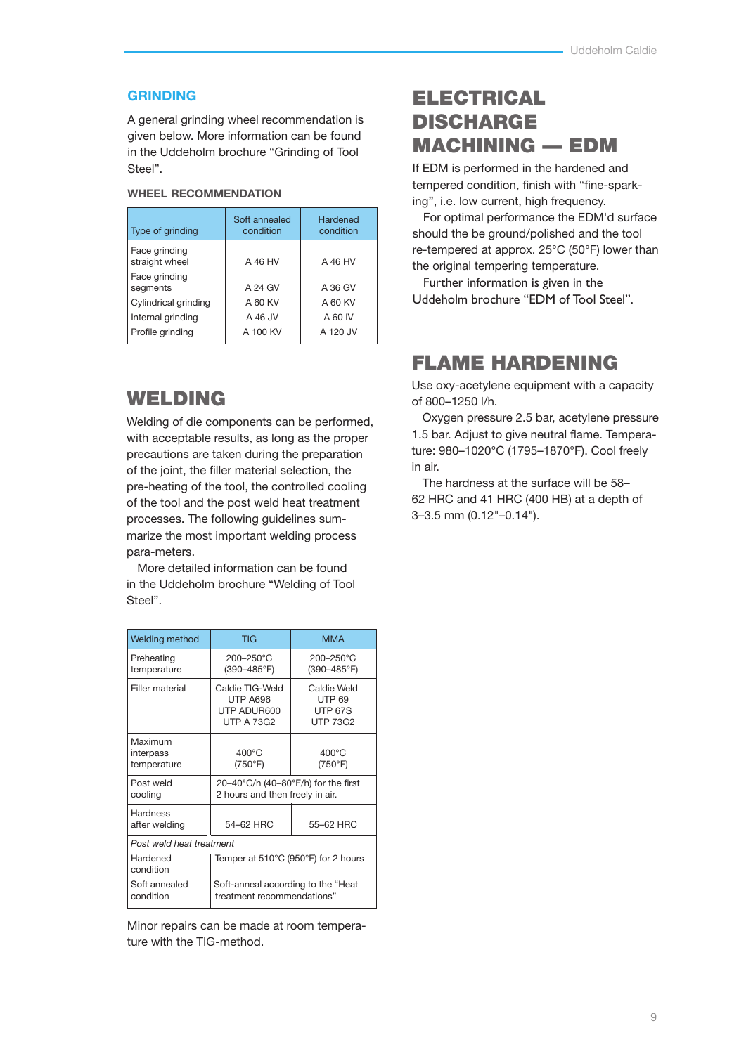## GRINDING

A general grinding wheel recommendation is given below. More information can be found in the Uddeholm brochure "Grinding of Tool Steel".

### WHEEL RECOMMENDATION

| Type of grinding | Soft annealed condition | Hardened condition |
|---|---|---|
| Face grinding straight wheel | A 46 HV | A 46 HV |
| Face grinding segments | A 24 GV | A 36 GV |
| Cylindrical grinding | A 60 KV | A 60 KV |
| Internal grinding | A 46 JV | A 60 IV |
| Profile grinding | A 100 KV | A 120 JV |

# WELDING

Welding of die components can be performed, with acceptable results, as long as the proper precautions are taken during the preparation of the joint, the filler material selection, the pre-heating of the tool, the controlled cooling of the tool and the post weld heat treatment processes. The following guidelines summarize the most important welding process para-meters.

More detailed information can be found in the Uddeholm brochure "Welding of Tool Steel".

| Welding method | TIG | MMA |
|---|---|---|
| Preheating temperature | 200–250°C (390–485°F) | 200–250°C (390–485°F) |
| Filler material | Caldie TIG-Weld UTP A696 UTP ADUR600 UTP A 73G2 | Caldie Weld UTP 69 UTP 67S UTP 73G2 |
| Maximum interpass temperature | 400°C (750°F) | 400°C (750°F) |
| Post weld cooling | 20–40°C/h (40–80°F/h) for the first 2 hours and then freely in air. | |
| Hardness after welding | 54–62 HRC | 55–62 HRC |
| *Post weld heat treatment* | | |
| Hardened condition | Temper at 510°C (950°F) for 2 hours | |
| Soft annealed condition | Soft-anneal according to the "Heat treatment recommendations" | |

Minor repairs can be made at room temperature with the TIG-method.

# ELECTRICAL DISCHARGE MACHINING — EDM

If EDM is performed in the hardened and tempered condition, finish with "fine-sparking", i.e. low current, high frequency.

For optimal performance the EDM'd surface should the be ground/polished and the tool re-tempered at approx. 25°C (50°F) lower than the original tempering temperature.

Further information is given in the Uddeholm brochure "EDM of Tool Steel".

# FLAME HARDENING

Use oxy-acetylene equipment with a capacity of 800–1250 l/h.

Oxygen pressure 2.5 bar, acetylene pressure 1.5 bar. Adjust to give neutral flame. Temperature: 980–1020°C (1795–1870°F). Cool freely in air.

The hardness at the surface will be 58–62 HRC and 41 HRC (400 HB) at a depth of 3–3.5 mm (0.12"–0.14").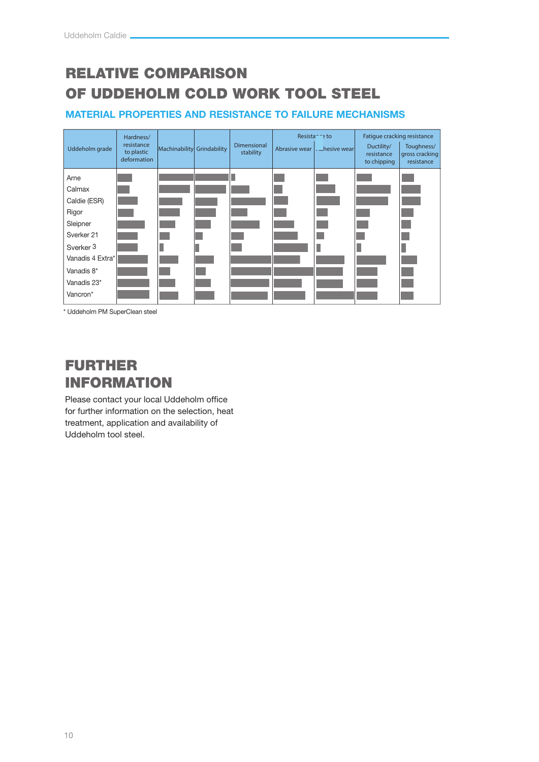# RELATIVE COMPARISON OF UDDEHOLM COLD WORK TOOL STEEL

## MATERIAL PROPERTIES AND RESISTANCE TO FAILURE MECHANISMS

| Uddeholm grade | Hardness/ resistance to plastic deformation | Machinability | Grindability | Dimensional stability | Resistance to | | Fatigue cracking resistance | |
|---|---|---|---|---|---|---|---|---|
| | | | | | Abrasive wear | Adhesive wear | Ductility/ resistance to chipping | Toughness/ gross cracking resistance |
| Arne | | | | | | | | |
| Calmax | | | | | | | | |
| Caldie (ESR) | | | | | | | | |
| Rigor | | | | | | | | |
| Sleipner | | | | | | | | |
| Sverker 21 | | | | | | | | |
| Sverker 3 | | | | | | | | |
| Vanadis 4 Extra* | | | | | | | | |
| Vanadis 8* | | | | | | | | |
| Vanadis 23* | | | | | | | | |
| Vancron* | | | | | | | | |

* Uddeholm PM SuperClean steel

# FURTHER INFORMATION

Please contact your local Uddeholm office for further information on the selection, heat treatment, application and availability of Uddeholm tool steel.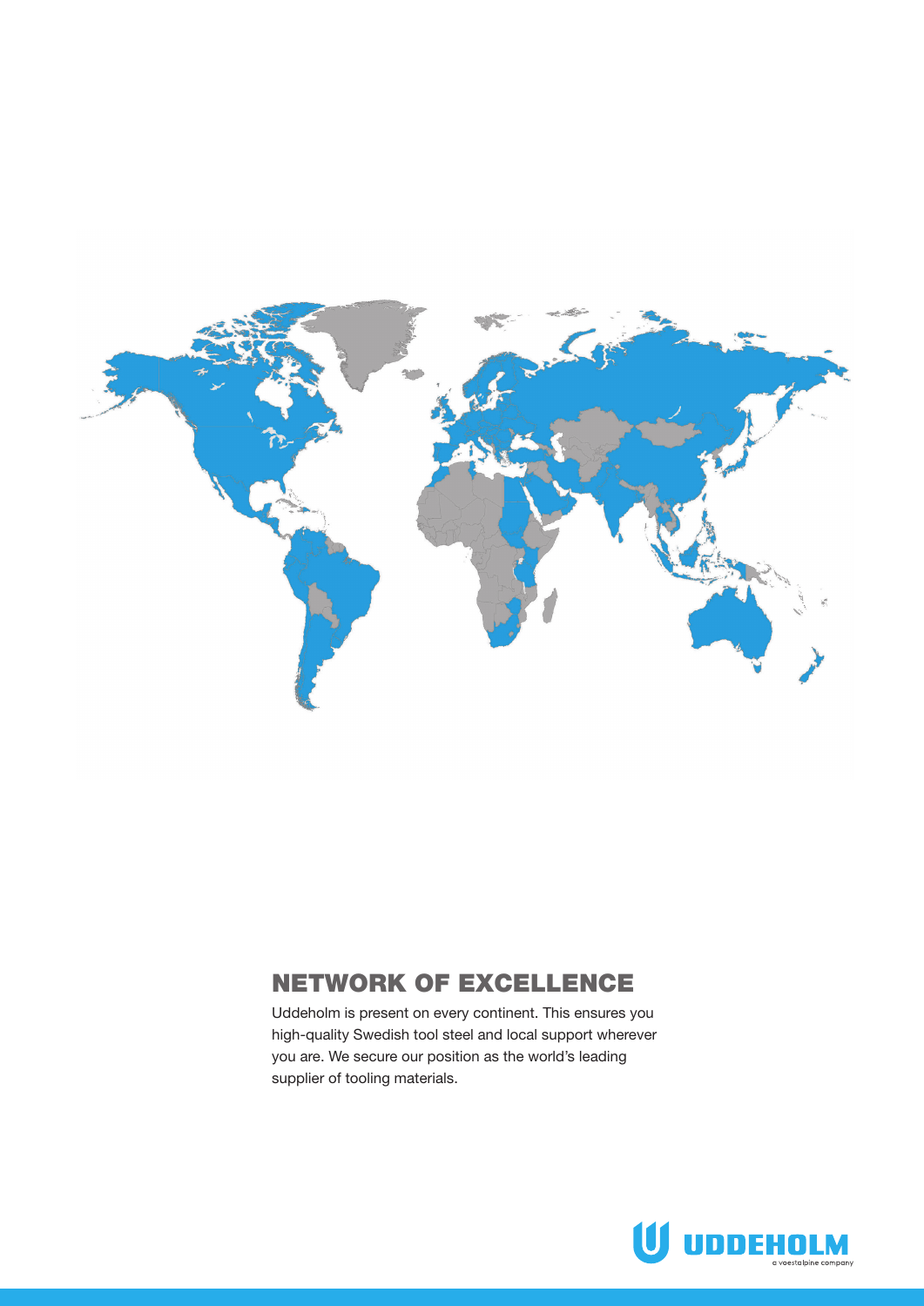## NETWORK OF EXCELLENCE

Uddeholm is present on every continent. This ensures you high-quality Swedish tool steel and local support wherever you are. We secure our position as the world's leading supplier of tooling materials.

UDDEHOLM
a voestalpine company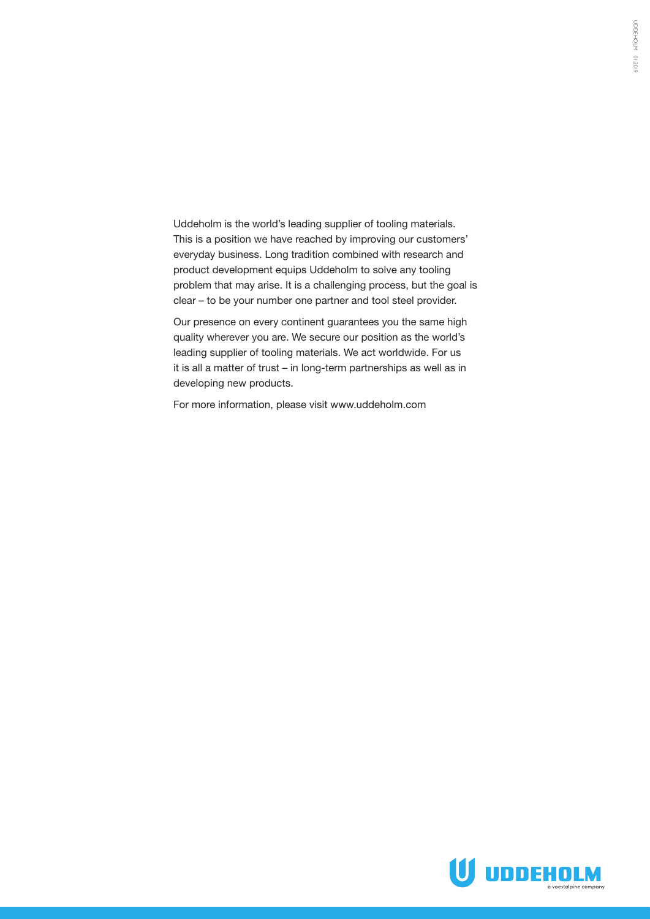Uddeholm is the world's leading supplier of tooling materials. This is a position we have reached by improving our customers' everyday business. Long tradition combined with research and product development equips Uddeholm to solve any tooling problem that may arise. It is a challenging process, but the goal is clear – to be your number one partner and tool steel provider.

Our presence on every continent guarantees you the same high quality wherever you are. We secure our position as the world's leading supplier of tooling materials. We act worldwide. For us it is all a matter of trust – in long-term partnerships as well as in developing new products.

For more information, please visit www.uddeholm.com

UDDEHOLM
a voestalpine company